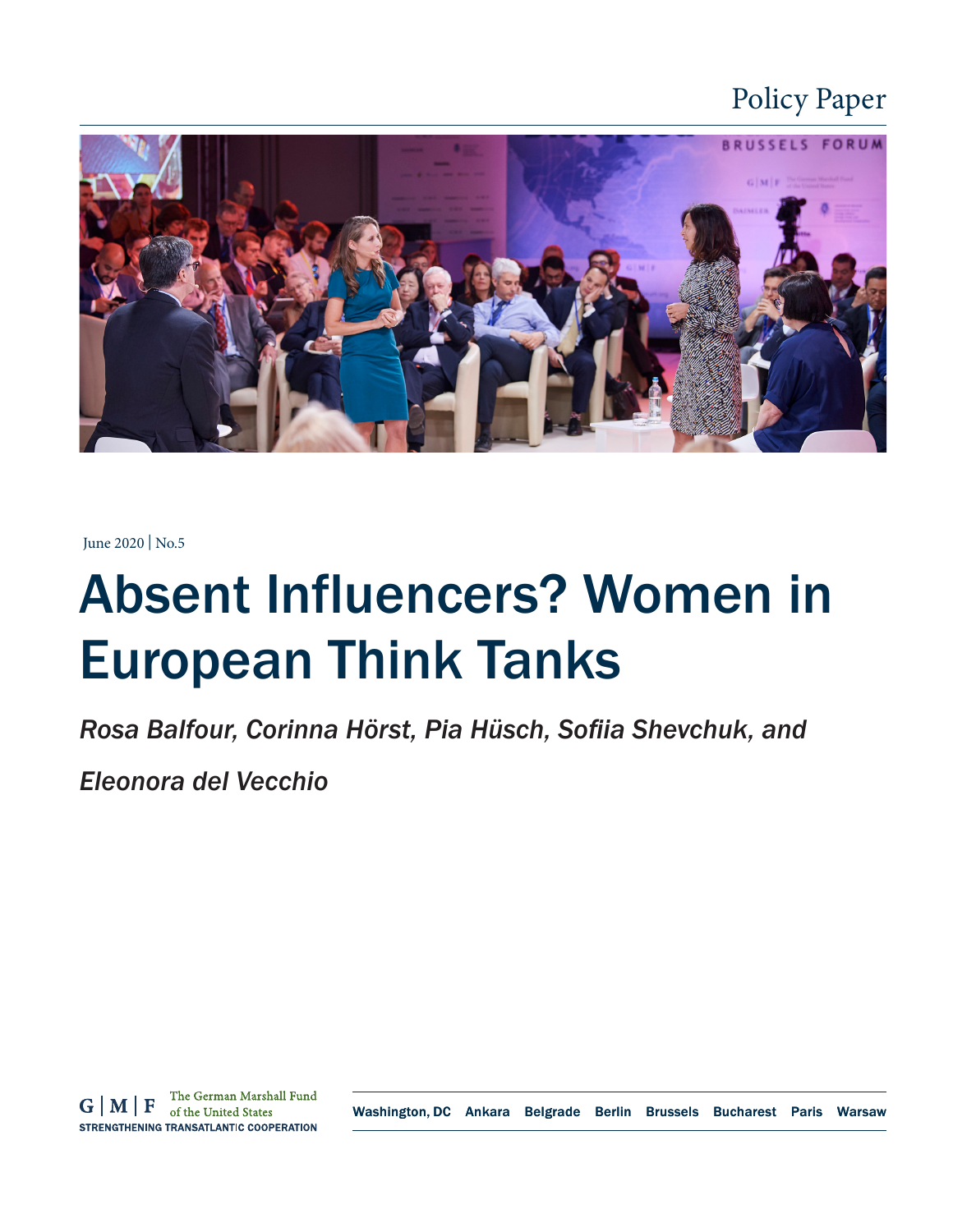Policy Paper

June 2020 | No.5

# Absent Influencers? Women in European Think Tanks

*Rosa Balfour, Corinna Hörst, Pia Hüsch, Sofiia Shevchuk, and Eleonora del Vecchio*

G | M | F The German Marshall Fund of the United States
STRENGTHENING TRANSATLANTIC COOPERATION

Washington, DC Ankara Belgrade Berlin Brussels Bucharest Paris Warsaw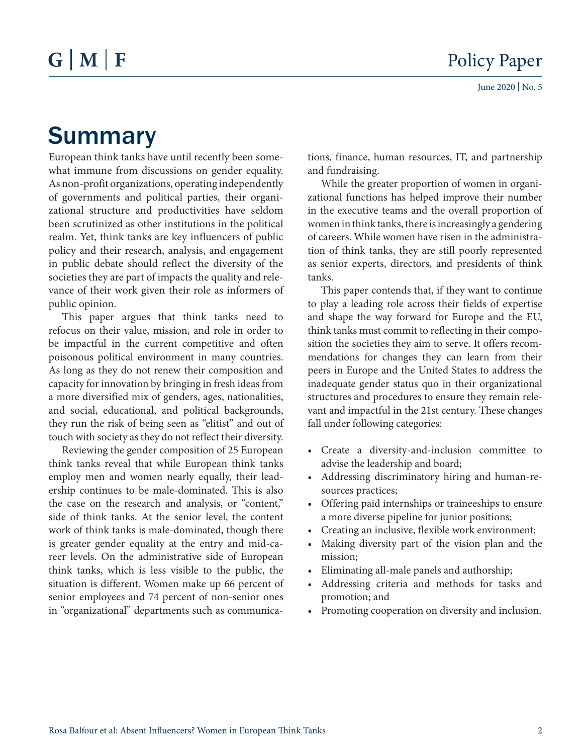# Summary

European think tanks have until recently been somewhat immune from discussions on gender equality. As non-profit organizations, operating independently of governments and political parties, their organizational structure and productivities have seldom been scrutinized as other institutions in the political realm. Yet, think tanks are key influencers of public policy and their research, analysis, and engagement in public debate should reflect the diversity of the societies they are part of impacts the quality and relevance of their work given their role as informers of public opinion.

This paper argues that think tanks need to refocus on their value, mission, and role in order to be impactful in the current competitive and often poisonous political environment in many countries. As long as they do not renew their composition and capacity for innovation by bringing in fresh ideas from a more diversified mix of genders, ages, nationalities, and social, educational, and political backgrounds, they run the risk of being seen as "elitist" and out of touch with society as they do not reflect their diversity.

Reviewing the gender composition of 25 European think tanks reveal that while European think tanks employ men and women nearly equally, their leadership continues to be male-dominated. This is also the case on the research and analysis, or "content," side of think tanks. At the senior level, the content work of think tanks is male-dominated, though there is greater gender equality at the entry and mid-career levels. On the administrative side of European think tanks, which is less visible to the public, the situation is different. Women make up 66 percent of senior employees and 74 percent of non-senior ones in "organizational" departments such as communications, finance, human resources, IT, and partnership and fundraising.

While the greater proportion of women in organizational functions has helped improve their number in the executive teams and the overall proportion of women in think tanks, there is increasingly a gendering of careers. While women have risen in the administration of think tanks, they are still poorly represented as senior experts, directors, and presidents of think tanks.

This paper contends that, if they want to continue to play a leading role across their fields of expertise and shape the way forward for Europe and the EU, think tanks must commit to reflecting in their composition the societies they aim to serve. It offers recommendations for changes they can learn from their peers in Europe and the United States to address the inadequate gender status quo in their organizational structures and procedures to ensure they remain relevant and impactful in the 21st century. These changes fall under following categories:

- Create a diversity-and-inclusion committee to advise the leadership and board;
- Addressing discriminatory hiring and human-resources practices;
- Offering paid internships or traineeships to ensure a more diverse pipeline for junior positions;
- Creating an inclusive, flexible work environment;
- Making diversity part of the vision plan and the mission;
- Eliminating all-male panels and authorship;
- Addressing criteria and methods for tasks and promotion; and
- Promoting cooperation on diversity and inclusion.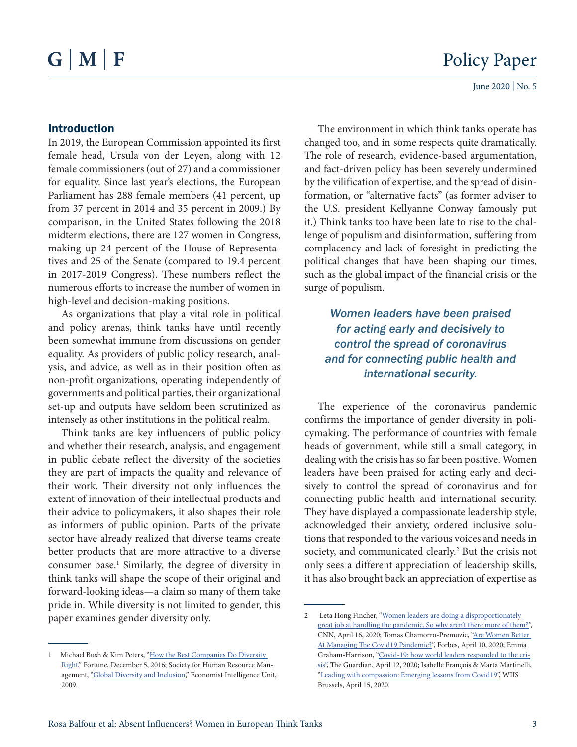## Introduction

In 2019, the European Commission appointed its first female head, Ursula von der Leyen, along with 12 female commissioners (out of 27) and a commissioner for equality. Since last year's elections, the European Parliament has 288 female members (41 percent, up from 37 percent in 2014 and 35 percent in 2009.) By comparison, in the United States following the 2018 midterm elections, there are 127 women in Congress, making up 24 percent of the House of Representatives and 25 of the Senate (compared to 19.4 percent in 2017-2019 Congress). These numbers reflect the numerous efforts to increase the number of women in high-level and decision-making positions.

As organizations that play a vital role in political and policy arenas, think tanks have until recently been somewhat immune from discussions on gender equality. As providers of public policy research, analysis, and advice, as well as in their position often as non-profit organizations, operating independently of governments and political parties, their organizational set-up and outputs have seldom been scrutinized as intensely as other institutions in the political realm.

Think tanks are key influencers of public policy and whether their research, analysis, and engagement in public debate reflect the diversity of the societies they are part of impacts the quality and relevance of their work. Their diversity not only influences the extent of innovation of their intellectual products and their advice to policymakers, it also shapes their role as informers of public opinion. Parts of the private sector have already realized that diverse teams create better products that are more attractive to a diverse consumer base.[1] Similarly, the degree of diversity in think tanks will shape the scope of their original and forward-looking ideas—a claim so many of them take pride in. While diversity is not limited to gender, this paper examines gender diversity only.

The environment in which think tanks operate has changed too, and in some respects quite dramatically. The role of research, evidence-based argumentation, and fact-driven policy has been severely undermined by the vilification of expertise, and the spread of disinformation, or "alternative facts" (as former adviser to the U.S. president Kellyanne Conway famously put it.) Think tanks too have been late to rise to the challenge of populism and disinformation, suffering from complacency and lack of foresight in predicting the political changes that have been shaping our times, such as the global impact of the financial crisis or the surge of populism.

*Women leaders have been praised for acting early and decisively to control the spread of coronavirus and for connecting public health and international security.*

The experience of the coronavirus pandemic confirms the importance of gender diversity in policymaking. The performance of countries with female heads of government, while still a small category, in dealing with the crisis has so far been positive. Women leaders have been praised for acting early and decisively to control the spread of coronavirus and for connecting public health and international security. They have displayed a compassionate leadership style, acknowledged their anxiety, ordered inclusive solutions that responded to the various voices and needs in society, and communicated clearly.[2] But the crisis not only sees a different appreciation of leadership skills, it has also brought back an appreciation of expertise as

---

1 Michael Bush & Kim Peters, "How the Best Companies Do Diversity Right," Fortune, December 5, 2016; Society for Human Resource Management, "Global Diversity and Inclusion," Economist Intelligence Unit, 2009.

2 Leta Hong Fincher, "Women leaders are doing a disproportionately great job at handling the pandemic. So why aren't there more of them?", CNN, April 16, 2020; Tomas Chamorro-Premuzic, "Are Women Better At Managing The Covid19 Pandemic?", Forbes, April 10, 2020; Emma Graham-Harrison, "Covid-19: how world leaders responded to the crisis", The Guardian, April 12, 2020; Isabelle François & Marta Martinelli, "Leading with compassion: Emerging lessons from Covid19", WIIS Brussels, April 15, 2020.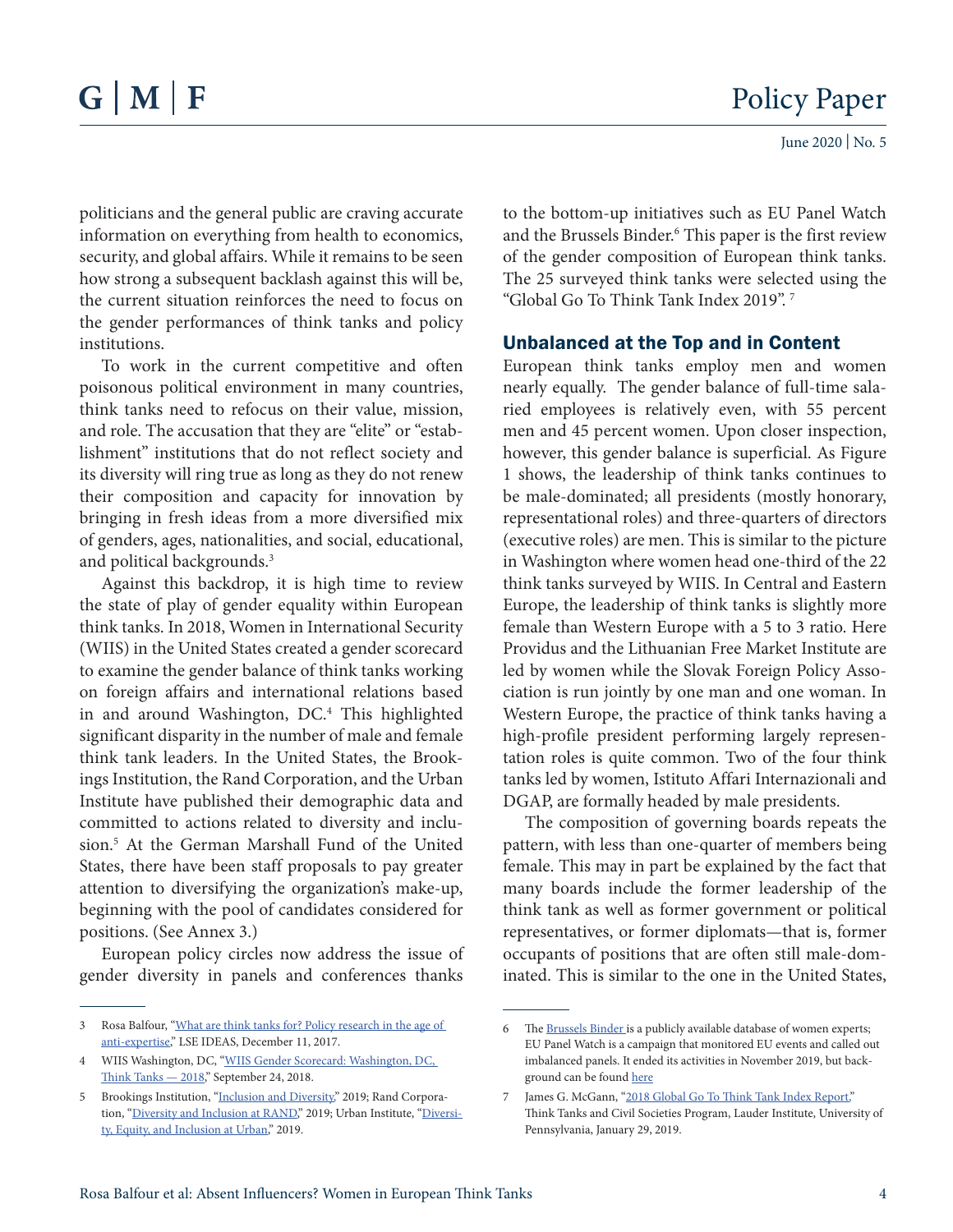politicians and the general public are craving accurate information on everything from health to economics, security, and global affairs. While it remains to be seen how strong a subsequent backlash against this will be, the current situation reinforces the need to focus on the gender performances of think tanks and policy institutions.

To work in the current competitive and often poisonous political environment in many countries, think tanks need to refocus on their value, mission, and role. The accusation that they are "elite" or "establishment" institutions that do not reflect society and its diversity will ring true as long as they do not renew their composition and capacity for innovation by bringing in fresh ideas from a more diversified mix of genders, ages, nationalities, and social, educational, and political backgrounds.[3]

Against this backdrop, it is high time to review the state of play of gender equality within European think tanks. In 2018, Women in International Security (WIIS) in the United States created a gender scorecard to examine the gender balance of think tanks working on foreign affairs and international relations based in and around Washington, DC.[4] This highlighted significant disparity in the number of male and female think tank leaders. In the United States, the Brookings Institution, the Rand Corporation, and the Urban Institute have published their demographic data and committed to actions related to diversity and inclusion.[5] At the German Marshall Fund of the United States, there have been staff proposals to pay greater attention to diversifying the organization's make-up, beginning with the pool of candidates considered for positions. (See Annex 3.)

European policy circles now address the issue of gender diversity in panels and conferences thanks to the bottom-up initiatives such as EU Panel Watch and the Brussels Binder.[6] This paper is the first review of the gender composition of European think tanks. The 25 surveyed think tanks were selected using the "Global Go To Think Tank Index 2019".[7]

## Unbalanced at the Top and in Content

European think tanks employ men and women nearly equally. The gender balance of full-time salaried employees is relatively even, with 55 percent men and 45 percent women. Upon closer inspection, however, this gender balance is superficial. As Figure 1 shows, the leadership of think tanks continues to be male-dominated; all presidents (mostly honorary, representational roles) and three-quarters of directors (executive roles) are men. This is similar to the picture in Washington where women head one-third of the 22 think tanks surveyed by WIIS. In Central and Eastern Europe, the leadership of think tanks is slightly more female than Western Europe with a 5 to 3 ratio. Here Providus and the Lithuanian Free Market Institute are led by women while the Slovak Foreign Policy Association is run jointly by one man and one woman. In Western Europe, the practice of think tanks having a high-profile president performing largely representation roles is quite common. Two of the four think tanks led by women, Istituto Affari Internazionali and DGAP, are formally headed by male presidents.

The composition of governing boards repeats the pattern, with less than one-quarter of members being female. This may in part be explained by the fact that many boards include the former leadership of the think tank as well as former government or political representatives, or former diplomats—that is, former occupants of positions that are often still male-dominated. This is similar to the one in the United States,

---

3 Rosa Balfour, "What are think tanks for? Policy research in the age of anti-expertise," LSE IDEAS, December 11, 2017.

4 WIIS Washington, DC, "WIIS Gender Scorecard: Washington, DC, Think Tanks — 2018," September 24, 2018.

5 Brookings Institution, "Inclusion and Diversity," 2019; Rand Corporation, "Diversity and Inclusion at RAND," 2019; Urban Institute, "Diversity, Equity, and Inclusion at Urban," 2019.

6 The Brussels Binder is a publicly available database of women experts; EU Panel Watch is a campaign that monitored EU events and called out imbalanced panels. It ended its activities in November 2019, but background can be found here

7 James G. McGann, "2018 Global Go To Think Tank Index Report," Think Tanks and Civil Societies Program, Lauder Institute, University of Pennsylvania, January 29, 2019.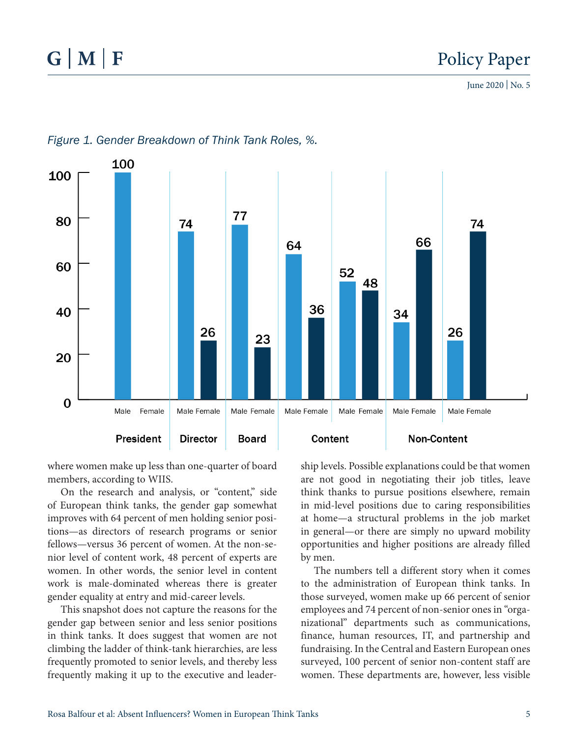*Figure 1. Gender Breakdown of Think Tank Roles, %.*

| Category | Male | Female |
|---|---|---|
| President | 100 | |
| Director | 74 | 26 |
| Board | 77 | 23 |
| Content | 64 | 36 |
| Content | 52 | 48 |
| Non-Content | 34 | 66 |
| Non-Content | 26 | 74 |

where women make up less than one-quarter of board members, according to WIIS.

On the research and analysis, or "content," side of European think tanks, the gender gap somewhat improves with 64 percent of men holding senior positions—as directors of research programs or senior fellows—versus 36 percent of women. At the non-senior level of content work, 48 percent of experts are women. In other words, the senior level in content work is male-dominated whereas there is greater gender equality at entry and mid-career levels.

This snapshot does not capture the reasons for the gender gap between senior and less senior positions in think tanks. It does suggest that women are not climbing the ladder of think-tank hierarchies, are less frequently promoted to senior levels, and thereby less frequently making it up to the executive and leadership levels. Possible explanations could be that women are not good in negotiating their job titles, leave think thanks to pursue positions elsewhere, remain in mid-level positions due to caring responsibilities at home—a structural problems in the job market in general—or there are simply no upward mobility opportunities and higher positions are already filled by men.

The numbers tell a different story when it comes to the administration of European think tanks. In those surveyed, women make up 66 percent of senior employees and 74 percent of non-senior ones in "organizational" departments such as communications, finance, human resources, IT, and partnership and fundraising. In the Central and Eastern European ones surveyed, 100 percent of senior non-content staff are women. These departments are, however, less visible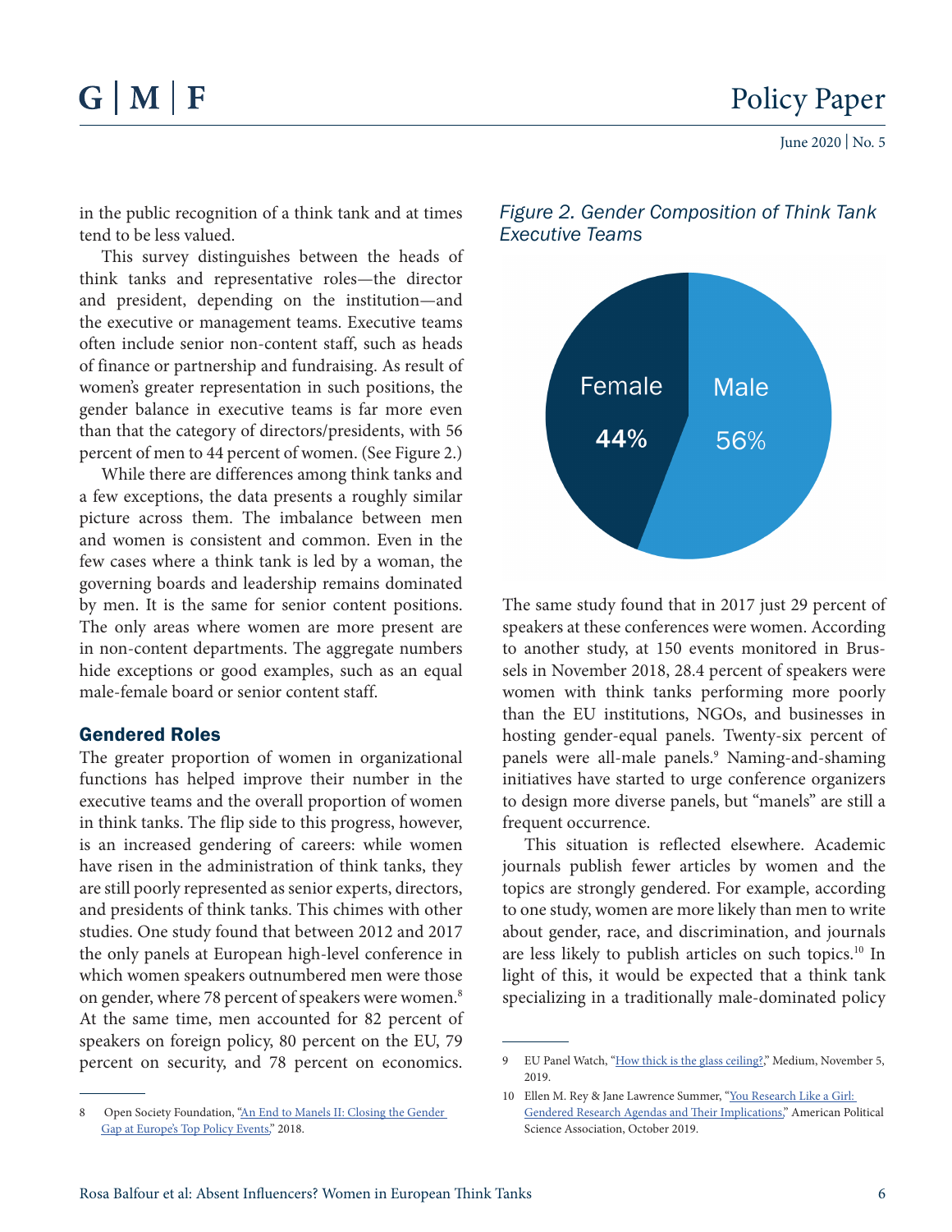in the public recognition of a think tank and at times tend to be less valued.

This survey distinguishes between the heads of think tanks and representative roles—the director and president, depending on the institution—and the executive or management teams. Executive teams often include senior non-content staff, such as heads of finance or partnership and fundraising. As result of women's greater representation in such positions, the gender balance in executive teams is far more even than that the category of directors/presidents, with 56 percent of men to 44 percent of women. (See Figure 2.)

While there are differences among think tanks and a few exceptions, the data presents a roughly similar picture across them. The imbalance between men and women is consistent and common. Even in the few cases where a think tank is led by a woman, the governing boards and leadership remains dominated by men. It is the same for senior content positions. The only areas where women are more present are in non-content departments. The aggregate numbers hide exceptions or good examples, such as an equal male-female board or senior content staff.

## Gendered Roles

The greater proportion of women in organizational functions has helped improve their number in the executive teams and the overall proportion of women in think tanks. The flip side to this progress, however, is an increased gendering of careers: while women have risen in the administration of think tanks, they are still poorly represented as senior experts, directors, and presidents of think tanks. This chimes with other studies. One study found that between 2012 and 2017 the only panels at European high-level conference in which women speakers outnumbered men were those on gender, where 78 percent of speakers were women.[8] At the same time, men accounted for 82 percent of speakers on foreign policy, 80 percent on the EU, 79 percent on security, and 78 percent on economics.

*Figure 2. Gender Composition of Think Tank Executive Teams*

| Female | Male |
|---|---|
| 44% | 56% |

The same study found that in 2017 just 29 percent of speakers at these conferences were women. According to another study, at 150 events monitored in Brussels in November 2018, 28.4 percent of speakers were women with think tanks performing more poorly than the EU institutions, NGOs, and businesses in hosting gender-equal panels. Twenty-six percent of panels were all-male panels.[9] Naming-and-shaming initiatives have started to urge conference organizers to design more diverse panels, but "manels" are still a frequent occurrence.

This situation is reflected elsewhere. Academic journals publish fewer articles by women and the topics are strongly gendered. For example, according to one study, women are more likely than men to write about gender, race, and discrimination, and journals are less likely to publish articles on such topics.[10] In light of this, it would be expected that a think tank specializing in a traditionally male-dominated policy

---

8 Open Society Foundation, "An End to Manels II: Closing the Gender Gap at Europe's Top Policy Events," 2018.

9 EU Panel Watch, "How thick is the glass ceiling?," Medium, November 5, 2019.

10 Ellen M. Rey & Jane Lawrence Summer, "You Research Like a Girl: Gendered Research Agendas and Their Implications," American Political Science Association, October 2019.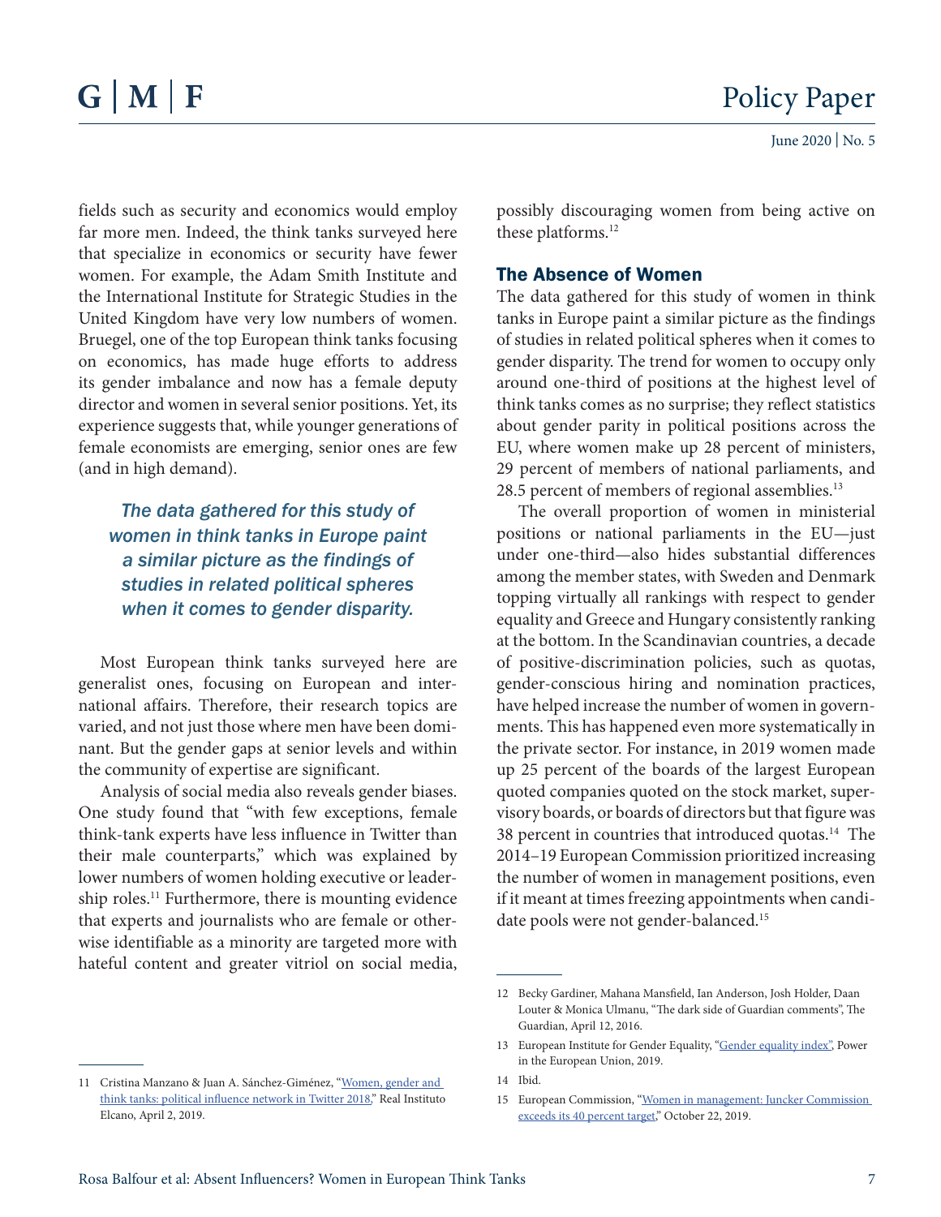fields such as security and economics would employ far more men. Indeed, the think tanks surveyed here that specialize in economics or security have fewer women. For example, the Adam Smith Institute and the International Institute for Strategic Studies in the United Kingdom have very low numbers of women. Bruegel, one of the top European think tanks focusing on economics, has made huge efforts to address its gender imbalance and now has a female deputy director and women in several senior positions. Yet, its experience suggests that, while younger generations of female economists are emerging, senior ones are few (and in high demand).

> *The data gathered for this study of women in think tanks in Europe paint a similar picture as the findings of studies in related political spheres when it comes to gender disparity.*

Most European think tanks surveyed here are generalist ones, focusing on European and international affairs. Therefore, their research topics are varied, and not just those where men have been dominant. But the gender gaps at senior levels and within the community of expertise are significant.

Analysis of social media also reveals gender biases. One study found that "with few exceptions, female think-tank experts have less influence in Twitter than their male counterparts," which was explained by lower numbers of women holding executive or leadership roles.[11] Furthermore, there is mounting evidence that experts and journalists who are female or otherwise identifiable as a minority are targeted more with hateful content and greater vitriol on social media, possibly discouraging women from being active on these platforms.[12]

## The Absence of Women

The data gathered for this study of women in think tanks in Europe paint a similar picture as the findings of studies in related political spheres when it comes to gender disparity. The trend for women to occupy only around one-third of positions at the highest level of think tanks comes as no surprise; they reflect statistics about gender parity in political positions across the EU, where women make up 28 percent of ministers, 29 percent of members of national parliaments, and 28.5 percent of members of regional assemblies.[13]

The overall proportion of women in ministerial positions or national parliaments in the EU—just under one-third—also hides substantial differences among the member states, with Sweden and Denmark topping virtually all rankings with respect to gender equality and Greece and Hungary consistently ranking at the bottom. In the Scandinavian countries, a decade of positive-discrimination policies, such as quotas, gender-conscious hiring and nomination practices, have helped increase the number of women in governments. This has happened even more systematically in the private sector. For instance, in 2019 women made up 25 percent of the boards of the largest European quoted companies quoted on the stock market, supervisory boards, or boards of directors but that figure was 38 percent in countries that introduced quotas.[14] The 2014–19 European Commission prioritized increasing the number of women in management positions, even if it meant at times freezing appointments when candidate pools were not gender-balanced.[15]

---

11 Cristina Manzano & Juan A. Sánchez-Giménez, "Women, gender and think tanks: political influence network in Twitter 2018," Real Instituto Elcano, April 2, 2019.

12 Becky Gardiner, Mahana Mansfield, Ian Anderson, Josh Holder, Daan Louter & Monica Ulmanu, "The dark side of Guardian comments", The Guardian, April 12, 2016.

13 European Institute for Gender Equality, "Gender equality index", Power in the European Union, 2019.

14 Ibid.

15 European Commission, "Women in management: Juncker Commission exceeds its 40 percent target," October 22, 2019.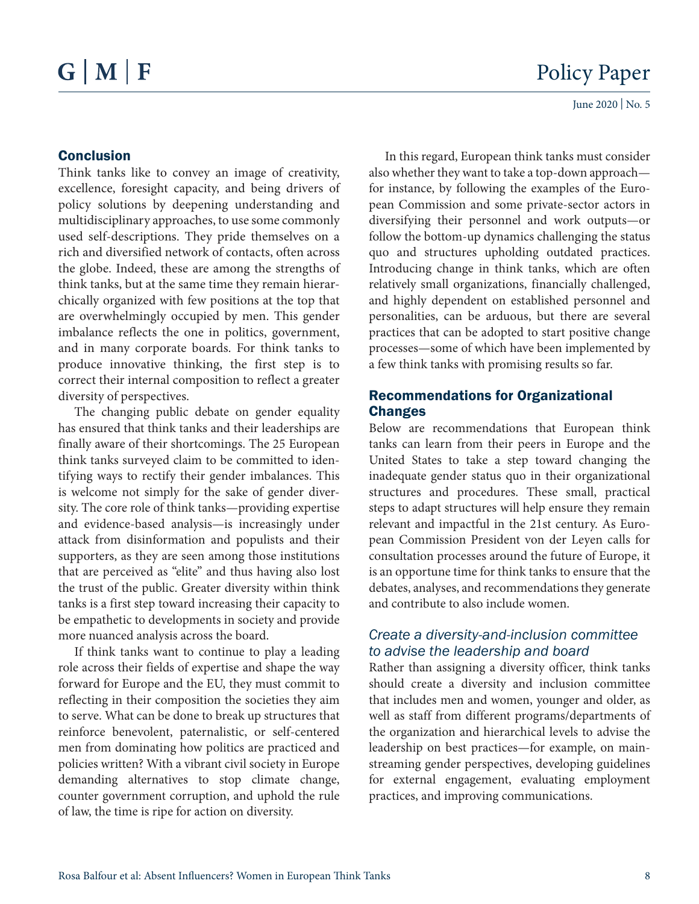## Conclusion

Think tanks like to convey an image of creativity, excellence, foresight capacity, and being drivers of policy solutions by deepening understanding and multidisciplinary approaches, to use some commonly used self-descriptions. They pride themselves on a rich and diversified network of contacts, often across the globe. Indeed, these are among the strengths of think tanks, but at the same time they remain hierarchically organized with few positions at the top that are overwhelmingly occupied by men. This gender imbalance reflects the one in politics, government, and in many corporate boards. For think tanks to produce innovative thinking, the first step is to correct their internal composition to reflect a greater diversity of perspectives.

The changing public debate on gender equality has ensured that think tanks and their leaderships are finally aware of their shortcomings. The 25 European think tanks surveyed claim to be committed to identifying ways to rectify their gender imbalances. This is welcome not simply for the sake of gender diversity. The core role of think tanks—providing expertise and evidence-based analysis—is increasingly under attack from disinformation and populists and their supporters, as they are seen among those institutions that are perceived as "elite" and thus having also lost the trust of the public. Greater diversity within think tanks is a first step toward increasing their capacity to be empathetic to developments in society and provide more nuanced analysis across the board.

If think tanks want to continue to play a leading role across their fields of expertise and shape the way forward for Europe and the EU, they must commit to reflecting in their composition the societies they aim to serve. What can be done to break up structures that reinforce benevolent, paternalistic, or self-centered men from dominating how politics are practiced and policies written? With a vibrant civil society in Europe demanding alternatives to stop climate change, counter government corruption, and uphold the rule of law, the time is ripe for action on diversity.

In this regard, European think tanks must consider also whether they want to take a top-down approach—for instance, by following the examples of the European Commission and some private-sector actors in diversifying their personnel and work outputs—or follow the bottom-up dynamics challenging the status quo and structures upholding outdated practices. Introducing change in think tanks, which are often relatively small organizations, financially challenged, and highly dependent on established personnel and personalities, can be arduous, but there are several practices that can be adopted to start positive change processes—some of which have been implemented by a few think tanks with promising results so far.

## Recommendations for Organizational Changes

Below are recommendations that European think tanks can learn from their peers in Europe and the United States to take a step toward changing the inadequate gender status quo in their organizational structures and procedures. These small, practical steps to adapt structures will help ensure they remain relevant and impactful in the 21st century. As European Commission President von der Leyen calls for consultation processes around the future of Europe, it is an opportune time for think tanks to ensure that the debates, analyses, and recommendations they generate and contribute to also include women.

### *Create a diversity-and-inclusion committee to advise the leadership and board*

Rather than assigning a diversity officer, think tanks should create a diversity and inclusion committee that includes men and women, younger and older, as well as staff from different programs/departments of the organization and hierarchical levels to advise the leadership on best practices—for example, on mainstreaming gender perspectives, developing guidelines for external engagement, evaluating employment practices, and improving communications.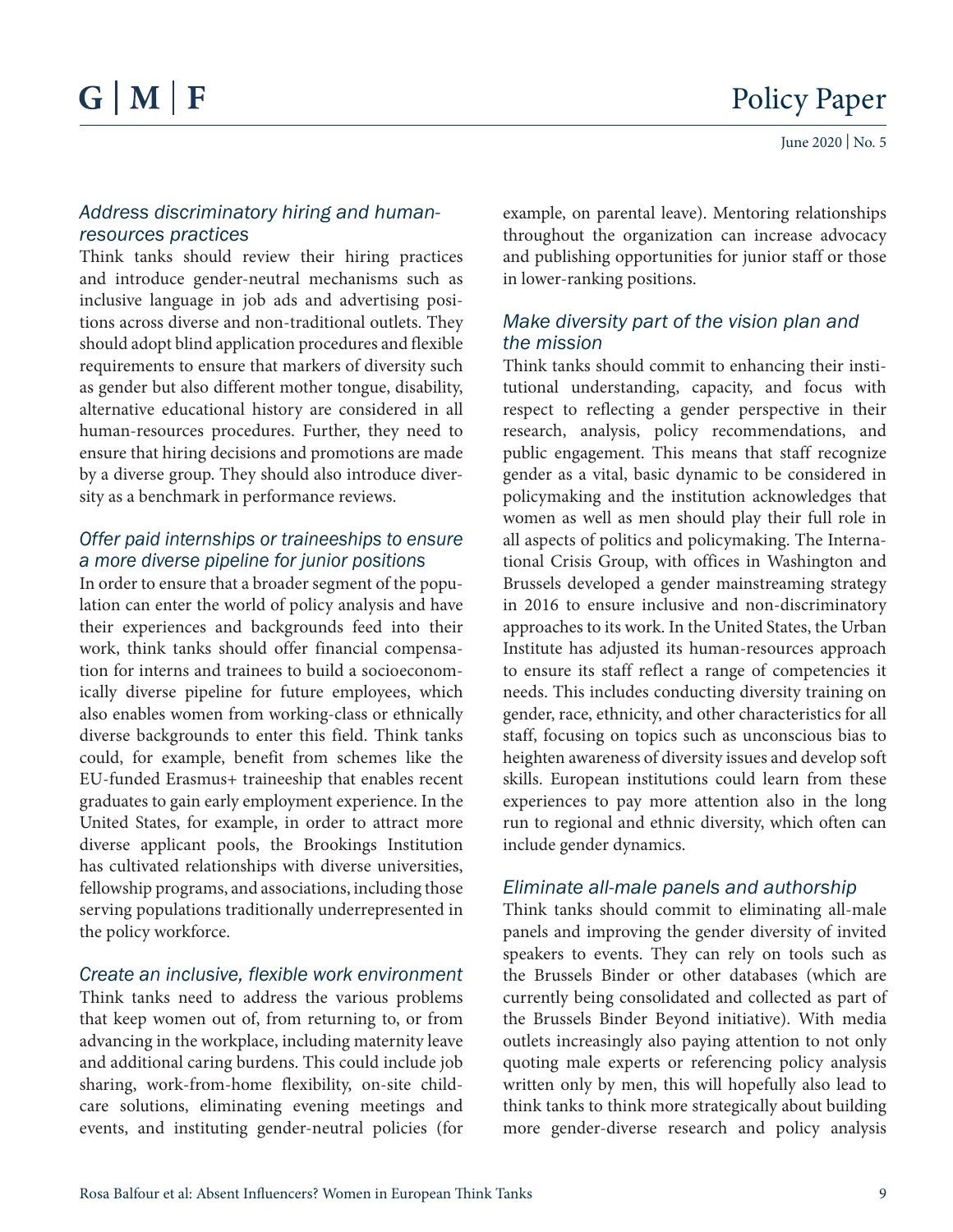### *Address discriminatory hiring and human-resources practices*

Think tanks should review their hiring practices and introduce gender-neutral mechanisms such as inclusive language in job ads and advertising positions across diverse and non-traditional outlets. They should adopt blind application procedures and flexible requirements to ensure that markers of diversity such as gender but also different mother tongue, disability, alternative educational history are considered in all human-resources procedures. Further, they need to ensure that hiring decisions and promotions are made by a diverse group. They should also introduce diversity as a benchmark in performance reviews.

### *Offer paid internships or traineeships to ensure a more diverse pipeline for junior positions*

In order to ensure that a broader segment of the population can enter the world of policy analysis and have their experiences and backgrounds feed into their work, think tanks should offer financial compensation for interns and trainees to build a socioeconomically diverse pipeline for future employees, which also enables women from working-class or ethnically diverse backgrounds to enter this field. Think tanks could, for example, benefit from schemes like the EU-funded Erasmus+ traineeship that enables recent graduates to gain early employment experience. In the United States, for example, in order to attract more diverse applicant pools, the Brookings Institution has cultivated relationships with diverse universities, fellowship programs, and associations, including those serving populations traditionally underrepresented in the policy workforce.

### *Create an inclusive, flexible work environment*

Think tanks need to address the various problems that keep women out of, from returning to, or from advancing in the workplace, including maternity leave and additional caring burdens. This could include job sharing, work-from-home flexibility, on-site childcare solutions, eliminating evening meetings and events, and instituting gender-neutral policies (for example, on parental leave). Mentoring relationships throughout the organization can increase advocacy and publishing opportunities for junior staff or those in lower-ranking positions.

### *Make diversity part of the vision plan and the mission*

Think tanks should commit to enhancing their institutional understanding, capacity, and focus with respect to reflecting a gender perspective in their research, analysis, policy recommendations, and public engagement. This means that staff recognize gender as a vital, basic dynamic to be considered in policymaking and the institution acknowledges that women as well as men should play their full role in all aspects of politics and policymaking. The International Crisis Group, with offices in Washington and Brussels developed a gender mainstreaming strategy in 2016 to ensure inclusive and non-discriminatory approaches to its work. In the United States, the Urban Institute has adjusted its human-resources approach to ensure its staff reflect a range of competencies it needs. This includes conducting diversity training on gender, race, ethnicity, and other characteristics for all staff, focusing on topics such as unconscious bias to heighten awareness of diversity issues and develop soft skills. European institutions could learn from these experiences to pay more attention also in the long run to regional and ethnic diversity, which often can include gender dynamics.

### *Eliminate all-male panels and authorship*

Think tanks should commit to eliminating all-male panels and improving the gender diversity of invited speakers to events. They can rely on tools such as the Brussels Binder or other databases (which are currently being consolidated and collected as part of the Brussels Binder Beyond initiative). With media outlets increasingly also paying attention to not only quoting male experts or referencing policy analysis written only by men, this will hopefully also lead to think tanks to think more strategically about building more gender-diverse research and policy analysis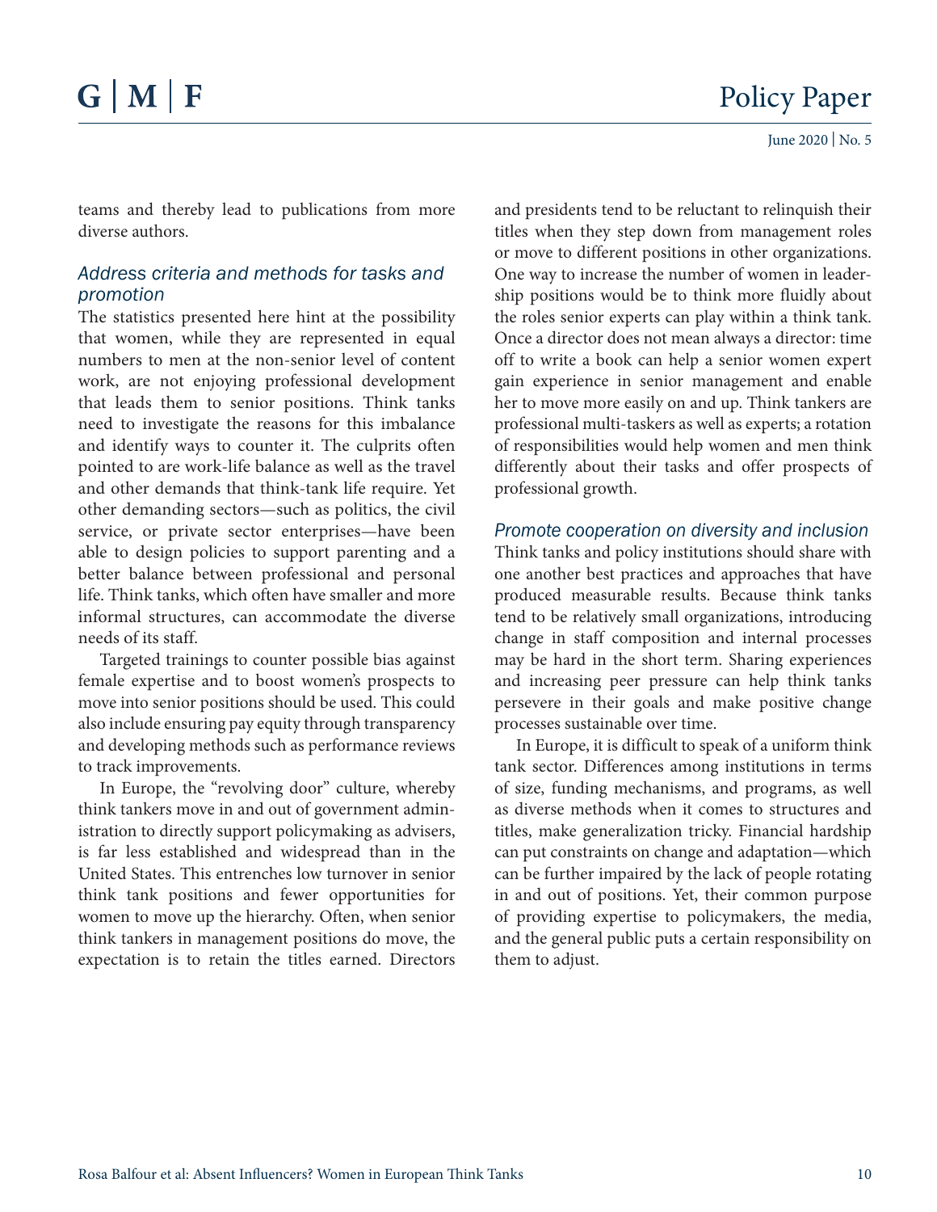teams and thereby lead to publications from more diverse authors.

### *Address criteria and methods for tasks and promotion*

The statistics presented here hint at the possibility that women, while they are represented in equal numbers to men at the non-senior level of content work, are not enjoying professional development that leads them to senior positions. Think tanks need to investigate the reasons for this imbalance and identify ways to counter it. The culprits often pointed to are work-life balance as well as the travel and other demands that think-tank life require. Yet other demanding sectors—such as politics, the civil service, or private sector enterprises—have been able to design policies to support parenting and a better balance between professional and personal life. Think tanks, which often have smaller and more informal structures, can accommodate the diverse needs of its staff.

Targeted trainings to counter possible bias against female expertise and to boost women's prospects to move into senior positions should be used. This could also include ensuring pay equity through transparency and developing methods such as performance reviews to track improvements.

In Europe, the "revolving door" culture, whereby think tankers move in and out of government administration to directly support policymaking as advisers, is far less established and widespread than in the United States. This entrenches low turnover in senior think tank positions and fewer opportunities for women to move up the hierarchy. Often, when senior think tankers in management positions do move, the expectation is to retain the titles earned. Directors and presidents tend to be reluctant to relinquish their titles when they step down from management roles or move to different positions in other organizations. One way to increase the number of women in leadership positions would be to think more fluidly about the roles senior experts can play within a think tank. Once a director does not mean always a director: time off to write a book can help a senior women expert gain experience in senior management and enable her to move more easily on and up. Think tankers are professional multi-taskers as well as experts; a rotation of responsibilities would help women and men think differently about their tasks and offer prospects of professional growth.

### *Promote cooperation on diversity and inclusion*

Think tanks and policy institutions should share with one another best practices and approaches that have produced measurable results. Because think tanks tend to be relatively small organizations, introducing change in staff composition and internal processes may be hard in the short term. Sharing experiences and increasing peer pressure can help think tanks persevere in their goals and make positive change processes sustainable over time.

In Europe, it is difficult to speak of a uniform think tank sector. Differences among institutions in terms of size, funding mechanisms, and programs, as well as diverse methods when it comes to structures and titles, make generalization tricky. Financial hardship can put constraints on change and adaptation—which can be further impaired by the lack of people rotating in and out of positions. Yet, their common purpose of providing expertise to policymakers, the media, and the general public puts a certain responsibility on them to adjust.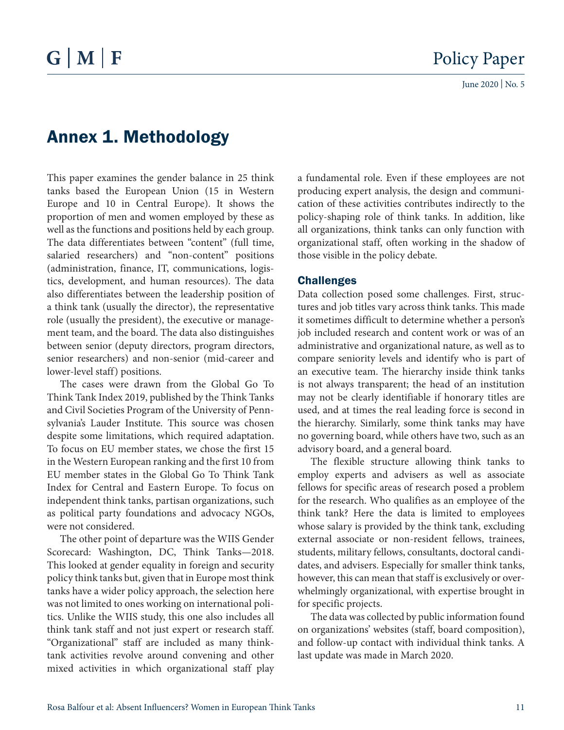# Annex 1. Methodology

This paper examines the gender balance in 25 think tanks based the European Union (15 in Western Europe and 10 in Central Europe). It shows the proportion of men and women employed by these as well as the functions and positions held by each group. The data differentiates between "content" (full time, salaried researchers) and "non-content" positions (administration, finance, IT, communications, logistics, development, and human resources). The data also differentiates between the leadership position of a think tank (usually the director), the representative role (usually the president), the executive or management team, and the board. The data also distinguishes between senior (deputy directors, program directors, senior researchers) and non-senior (mid-career and lower-level staff) positions.

The cases were drawn from the Global Go To Think Tank Index 2019, published by the Think Tanks and Civil Societies Program of the University of Pennsylvania's Lauder Institute. This source was chosen despite some limitations, which required adaptation. To focus on EU member states, we chose the first 15 in the Western European ranking and the first 10 from EU member states in the Global Go To Think Tank Index for Central and Eastern Europe. To focus on independent think tanks, partisan organizations, such as political party foundations and advocacy NGOs, were not considered.

The other point of departure was the WIIS Gender Scorecard: Washington, DC, Think Tanks—2018. This looked at gender equality in foreign and security policy think tanks but, given that in Europe most think tanks have a wider policy approach, the selection here was not limited to ones working on international politics. Unlike the WIIS study, this one also includes all think tank staff and not just expert or research staff. "Organizational" staff are included as many think-tank activities revolve around convening and other mixed activities in which organizational staff play a fundamental role. Even if these employees are not producing expert analysis, the design and communication of these activities contributes indirectly to the policy-shaping role of think tanks. In addition, like all organizations, think tanks can only function with organizational staff, often working in the shadow of those visible in the policy debate.

## Challenges

Data collection posed some challenges. First, structures and job titles vary across think tanks. This made it sometimes difficult to determine whether a person's job included research and content work or was of an administrative and organizational nature, as well as to compare seniority levels and identify who is part of an executive team. The hierarchy inside think tanks is not always transparent; the head of an institution may not be clearly identifiable if honorary titles are used, and at times the real leading force is second in the hierarchy. Similarly, some think tanks may have no governing board, while others have two, such as an advisory board, and a general board.

The flexible structure allowing think tanks to employ experts and advisers as well as associate fellows for specific areas of research posed a problem for the research. Who qualifies as an employee of the think tank? Here the data is limited to employees whose salary is provided by the think tank, excluding external associate or non-resident fellows, trainees, students, military fellows, consultants, doctoral candidates, and advisers. Especially for smaller think tanks, however, this can mean that staff is exclusively or overwhelmingly organizational, with expertise brought in for specific projects.

The data was collected by public information found on organizations' websites (staff, board composition), and follow-up contact with individual think tanks. A last update was made in March 2020.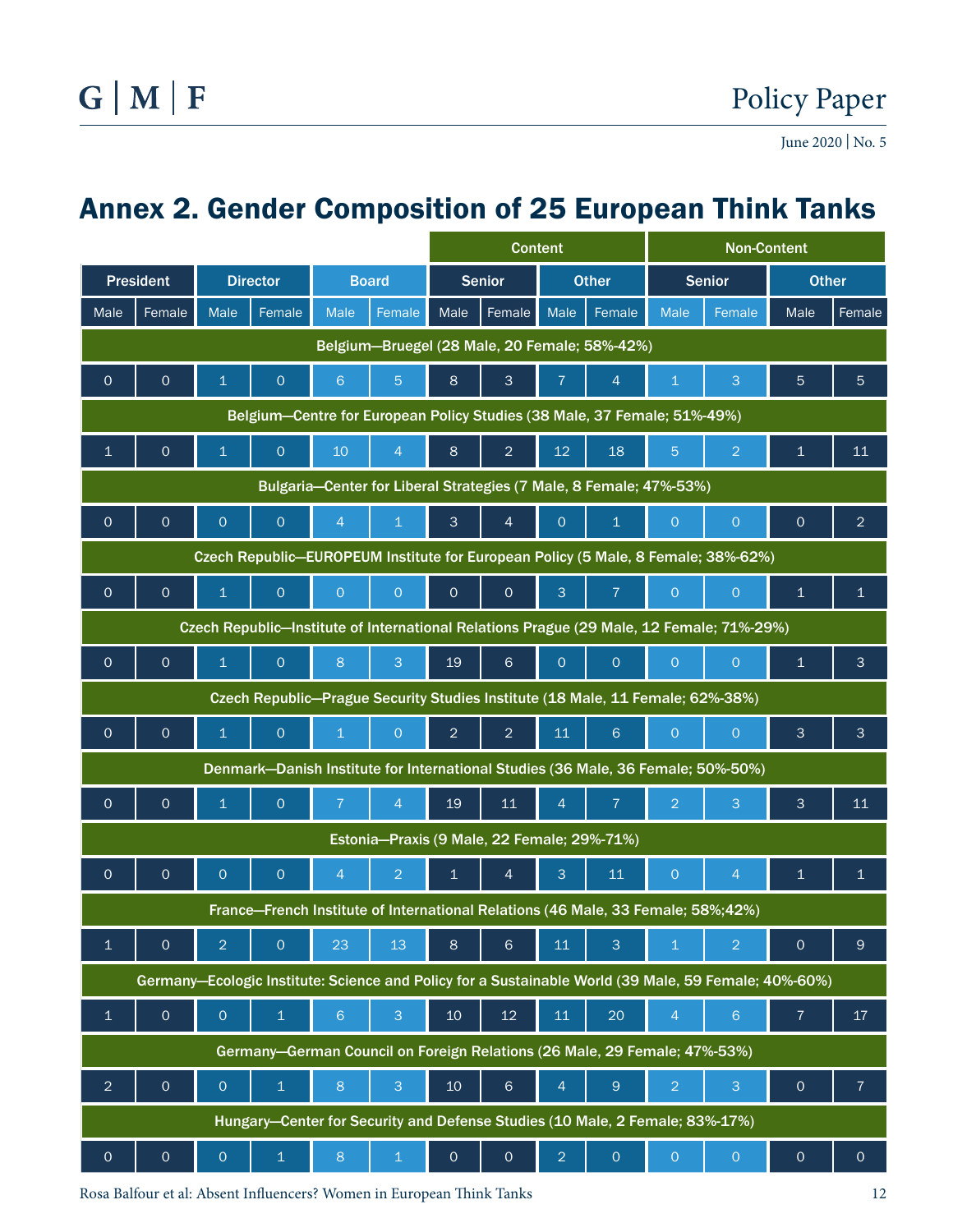## Annex 2. Gender Composition of 25 European Think Tanks

| President | | Director | | Board | | Content | | | | Non-Content | | | |
|---|---|---|---|---|---|---|---|---|---|---|---|---|---|
| | | | | | | Senior | | Other | | Senior | | Other | |
| Male | Female | Male | Female | Male | Female | Male | Female | Male | Female | Male | Female | Male | Female |
| **Belgium—Bruegel (28 Male, 20 Female; 58%-42%)** | | | | | | | | | | | | | |
| 0 | 0 | 1 | 0 | 6 | 5 | 8 | 3 | 7 | 4 | 1 | 3 | 5 | 5 |
| **Belgium—Centre for European Policy Studies (38 Male, 37 Female; 51%-49%)** | | | | | | | | | | | | | |
| 1 | 0 | 1 | 0 | 10 | 4 | 8 | 2 | 12 | 18 | 5 | 2 | 1 | 11 |
| **Bulgaria—Center for Liberal Strategies (7 Male, 8 Female; 47%-53%)** | | | | | | | | | | | | | |
| 0 | 0 | 0 | 0 | 4 | 1 | 3 | 4 | 0 | 1 | 0 | 0 | 0 | 2 |
| **Czech Republic—EUROPEUM Institute for European Policy (5 Male, 8 Female; 38%-62%)** | | | | | | | | | | | | | |
| 0 | 0 | 1 | 0 | 0 | 0 | 0 | 0 | 3 | 7 | 0 | 0 | 1 | 1 |
| **Czech Republic—Institute of International Relations Prague (29 Male, 12 Female; 71%-29%)** | | | | | | | | | | | | | |
| 0 | 0 | 1 | 0 | 8 | 3 | 19 | 6 | 0 | 0 | 0 | 0 | 1 | 3 |
| **Czech Republic—Prague Security Studies Institute (18 Male, 11 Female; 62%-38%)** | | | | | | | | | | | | | |
| 0 | 0 | 1 | 0 | 1 | 0 | 2 | 2 | 11 | 6 | 0 | 0 | 3 | 3 |
| **Denmark—Danish Institute for International Studies (36 Male, 36 Female; 50%-50%)** | | | | | | | | | | | | | |
| 0 | 0 | 1 | 0 | 7 | 4 | 19 | 11 | 4 | 7 | 2 | 3 | 3 | 11 |
| **Estonia—Praxis (9 Male, 22 Female; 29%-71%)** | | | | | | | | | | | | | |
| 0 | 0 | 0 | 0 | 4 | 2 | 1 | 4 | 3 | 11 | 0 | 4 | 1 | 1 |
| **France—French Institute of International Relations (46 Male, 33 Female; 58%;42%)** | | | | | | | | | | | | | |
| 1 | 0 | 2 | 0 | 23 | 13 | 8 | 6 | 11 | 3 | 1 | 2 | 0 | 9 |
| **Germany—Ecologic Institute: Science and Policy for a Sustainable World (39 Male, 59 Female; 40%-60%)** | | | | | | | | | | | | | |
| 1 | 0 | 0 | 1 | 6 | 3 | 10 | 12 | 11 | 20 | 4 | 6 | 7 | 17 |
| **Germany—German Council on Foreign Relations (26 Male, 29 Female; 47%-53%)** | | | | | | | | | | | | | |
| 2 | 0 | 0 | 1 | 8 | 3 | 10 | 6 | 4 | 9 | 2 | 3 | 0 | 7 |
| **Hungary—Center for Security and Defense Studies (10 Male, 2 Female; 83%-17%)** | | | | | | | | | | | | | |
| 0 | 0 | 0 | 1 | 8 | 1 | 0 | 0 | 2 | 0 | 0 | 0 | 0 | 0 |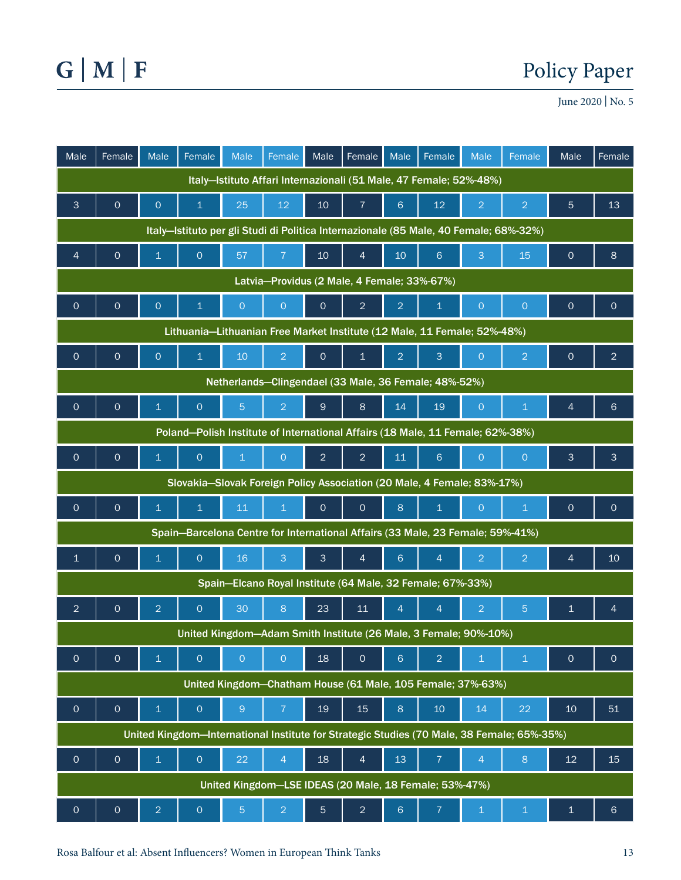| Male | Female | Male | Female | Male | Female | Male | Female | Male | Female | Male | Female | Male | Female |
|---|---|---|---|---|---|---|---|---|---|---|---|---|---|
| Italy—Istituto Affari Internazionali (51 Male, 47 Female; 52%-48%) | | | | | | | | | | | | | |
| 3 | 0 | 0 | 1 | 25 | 12 | 10 | 7 | 6 | 12 | 2 | 2 | 5 | 13 |
| Italy—Istituto per gli Studi di Politica Internazionale (85 Male, 40 Female; 68%-32%) | | | | | | | | | | | | | |
| 4 | 0 | 1 | 0 | 57 | 7 | 10 | 4 | 10 | 6 | 3 | 15 | 0 | 8 |
| Latvia—Providus (2 Male, 4 Female; 33%-67%) | | | | | | | | | | | | | |
| 0 | 0 | 0 | 1 | 0 | 0 | 0 | 2 | 2 | 1 | 0 | 0 | 0 | 0 |
| Lithuania—Lithuanian Free Market Institute (12 Male, 11 Female; 52%-48%) | | | | | | | | | | | | | |
| 0 | 0 | 0 | 1 | 10 | 2 | 0 | 1 | 2 | 3 | 0 | 2 | 0 | 2 |
| Netherlands—Clingendael (33 Male, 36 Female; 48%-52%) | | | | | | | | | | | | | |
| 0 | 0 | 1 | 0 | 5 | 2 | 9 | 8 | 14 | 19 | 0 | 1 | 4 | 6 |
| Poland—Polish Institute of International Affairs (18 Male, 11 Female; 62%-38%) | | | | | | | | | | | | | |
| 0 | 0 | 1 | 0 | 1 | 0 | 2 | 2 | 11 | 6 | 0 | 0 | 3 | 3 |
| Slovakia—Slovak Foreign Policy Association (20 Male, 4 Female; 83%-17%) | | | | | | | | | | | | | |
| 0 | 0 | 1 | 1 | 11 | 1 | 0 | 0 | 8 | 1 | 0 | 1 | 0 | 0 |
| Spain—Barcelona Centre for International Affairs (33 Male, 23 Female; 59%-41%) | | | | | | | | | | | | | |
| 1 | 0 | 1 | 0 | 16 | 3 | 3 | 4 | 6 | 4 | 2 | 2 | 4 | 10 |
| Spain—Elcano Royal Institute (64 Male, 32 Female; 67%-33%) | | | | | | | | | | | | | |
| 2 | 0 | 2 | 0 | 30 | 8 | 23 | 11 | 4 | 4 | 2 | 5 | 1 | 4 |
| United Kingdom—Adam Smith Institute (26 Male, 3 Female; 90%-10%) | | | | | | | | | | | | | |
| 0 | 0 | 1 | 0 | 0 | 0 | 18 | 0 | 6 | 2 | 1 | 1 | 0 | 0 |
| United Kingdom—Chatham House (61 Male, 105 Female; 37%-63%) | | | | | | | | | | | | | |
| 0 | 0 | 1 | 0 | 9 | 7 | 19 | 15 | 8 | 10 | 14 | 22 | 10 | 51 |
| United Kingdom—International Institute for Strategic Studies (70 Male, 38 Female; 65%-35%) | | | | | | | | | | | | | |
| 0 | 0 | 1 | 0 | 22 | 4 | 18 | 4 | 13 | 7 | 4 | 8 | 12 | 15 |
| United Kingdom—LSE IDEAS (20 Male, 18 Female; 53%-47%) | | | | | | | | | | | | | |
| 0 | 0 | 2 | 0 | 5 | 2 | 5 | 2 | 6 | 7 | 1 | 1 | 1 | 6 |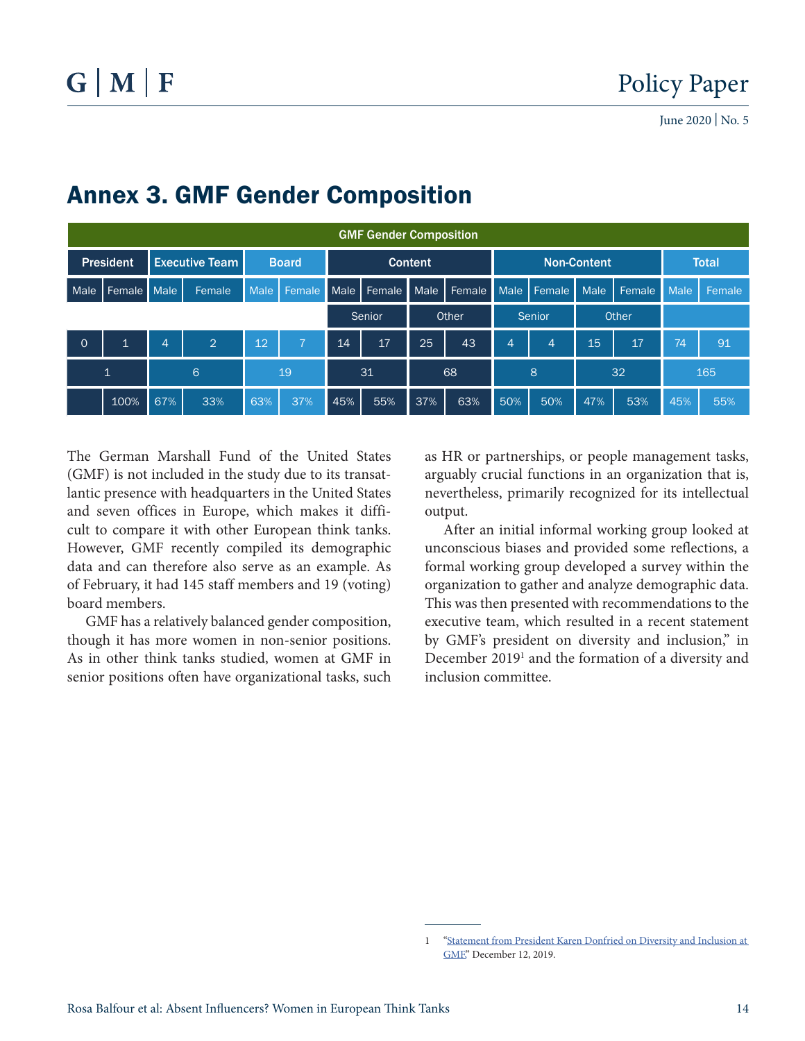## Annex 3. GMF Gender Composition

| GMF Gender Composition | | | | | | | | | | | | | | | | | |
|---|---|---|---|---|---|---|---|---|---|---|---|---|---|---|---|---|---|
| President | | Executive Team | | Board | | Content | | | | Non-Content | | | | Total | |
| Male | Female | Male | Female | Male | Female | Male | Female | Male | Female | Male | Female | Male | Female | Male | Female |
| | | | | | | Senior | | Other | | Senior | | Other | | | |
| 0 | 1 | 4 | 2 | 12 | 7 | 14 | 17 | 25 | 43 | 4 | 4 | 15 | 17 | 74 | 91 |
| 1 | | 6 | | 19 | | 31 | | 68 | | 8 | | 32 | | 165 | |
| | 100% | 67% | 33% | 63% | 37% | 45% | 55% | 37% | 63% | 50% | 50% | 47% | 53% | 45% | 55% |

The German Marshall Fund of the United States (GMF) is not included in the study due to its transatlantic presence with headquarters in the United States and seven offices in Europe, which makes it difficult to compare it with other European think tanks. However, GMF recently compiled its demographic data and can therefore also serve as an example. As of February, it had 145 staff members and 19 (voting) board members.

GMF has a relatively balanced gender composition, though it has more women in non-senior positions. As in other think tanks studied, women at GMF in senior positions often have organizational tasks, such as HR or partnerships, or people management tasks, arguably crucial functions in an organization that is, nevertheless, primarily recognized for its intellectual output.

After an initial informal working group looked at unconscious biases and provided some reflections, a formal working group developed a survey within the organization to gather and analyze demographic data. This was then presented with recommendations to the executive team, which resulted in a recent statement by GMF's president on diversity and inclusion," in December 2019[1] and the formation of a diversity and inclusion committee.

1 "Statement from President Karen Donfried on Diversity and Inclusion at GMF," December 12, 2019.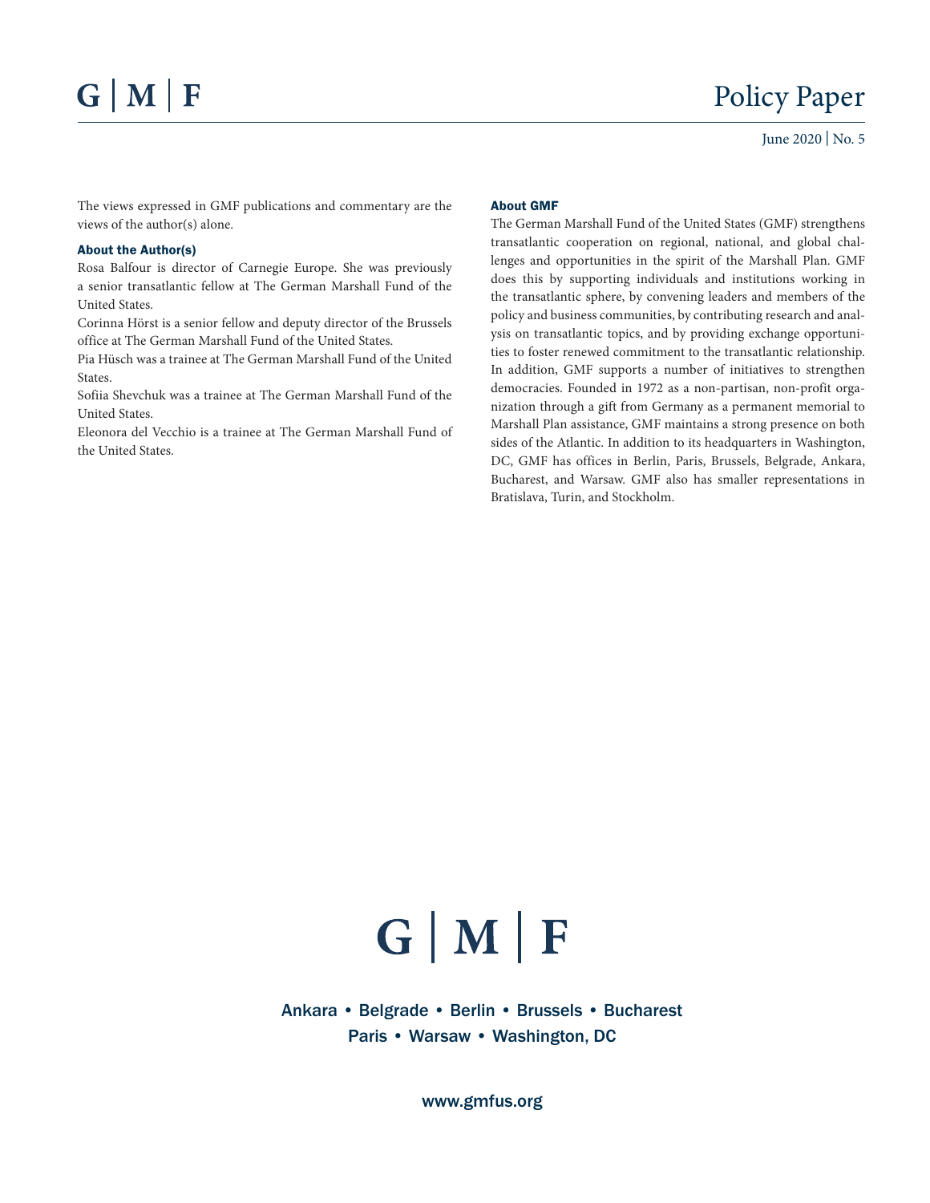The views expressed in GMF publications and commentary are the views of the author(s) alone.

### About the Author(s)

Rosa Balfour is director of Carnegie Europe. She was previously a senior transatlantic fellow at The German Marshall Fund of the United States.

Corinna Hörst is a senior fellow and deputy director of the Brussels office at The German Marshall Fund of the United States.

Pia Hüsch was a trainee at The German Marshall Fund of the United States.

Sofiia Shevchuk was a trainee at The German Marshall Fund of the United States.

Eleonora del Vecchio is a trainee at The German Marshall Fund of the United States.

### About GMF

The German Marshall Fund of the United States (GMF) strengthens transatlantic cooperation on regional, national, and global challenges and opportunities in the spirit of the Marshall Plan. GMF does this by supporting individuals and institutions working in the transatlantic sphere, by convening leaders and members of the policy and business communities, by contributing research and analysis on transatlantic topics, and by providing exchange opportunities to foster renewed commitment to the transatlantic relationship. In addition, GMF supports a number of initiatives to strengthen democracies. Founded in 1972 as a non-partisan, non-profit organization through a gift from Germany as a permanent memorial to Marshall Plan assistance, GMF maintains a strong presence on both sides of the Atlantic. In addition to its headquarters in Washington, DC, GMF has offices in Berlin, Paris, Brussels, Belgrade, Ankara, Bucharest, and Warsaw. GMF also has smaller representations in Bratislava, Turin, and Stockholm.

G | M | F

Ankara • Belgrade • Berlin • Brussels • Bucharest
Paris • Warsaw • Washington, DC

www.gmfus.org